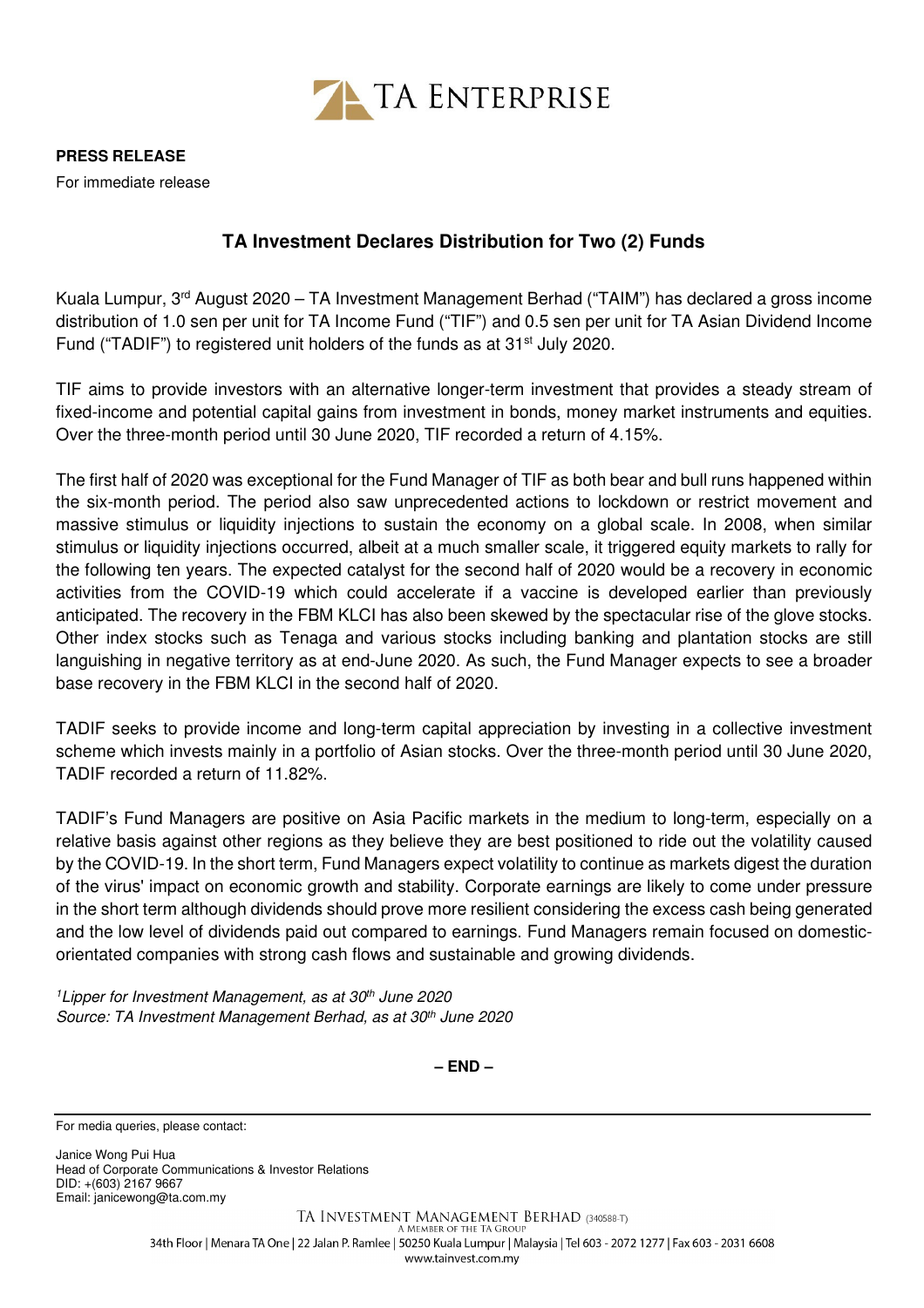TA ENTERPRISE

**PRESS RELEASE**

For immediate release

## TA Investment Declares Distribution for Two (2) Funds

Kuala Lumpur, 3rd August 2020 – TA Investment Management Berhad ("TAIM") has declared a gross income distribution of 1.0 sen per unit for TA Income Fund ("TIF") and 0.5 sen per unit for TA Asian Dividend Income Fund ("TADIF") to registered unit holders of the funds as at 31st July 2020.

TIF aims to provide investors with an alternative longer-term investment that provides a steady stream of fixed-income and potential capital gains from investment in bonds, money market instruments and equities. Over the three-month period until 30 June 2020, TIF recorded a return of 4.15%.

The first half of 2020 was exceptional for the Fund Manager of TIF as both bear and bull runs happened within the six-month period. The period also saw unprecedented actions to lockdown or restrict movement and massive stimulus or liquidity injections to sustain the economy on a global scale. In 2008, when similar stimulus or liquidity injections occurred, albeit at a much smaller scale, it triggered equity markets to rally for the following ten years. The expected catalyst for the second half of 2020 would be a recovery in economic activities from the COVID-19 which could accelerate if a vaccine is developed earlier than previously anticipated. The recovery in the FBM KLCI has also been skewed by the spectacular rise of the glove stocks. Other index stocks such as Tenaga and various stocks including banking and plantation stocks are still languishing in negative territory as at end-June 2020. As such, the Fund Manager expects to see a broader base recovery in the FBM KLCI in the second half of 2020.

TADIF seeks to provide income and long-term capital appreciation by investing in a collective investment scheme which invests mainly in a portfolio of Asian stocks. Over the three-month period until 30 June 2020, TADIF recorded a return of 11.82%.

TADIF's Fund Managers are positive on Asia Pacific markets in the medium to long-term, especially on a relative basis against other regions as they believe they are best positioned to ride out the volatility caused by the COVID-19. In the short term, Fund Managers expect volatility to continue as markets digest the duration of the virus' impact on economic growth and stability. Corporate earnings are likely to come under pressure in the short term although dividends should prove more resilient considering the excess cash being generated and the low level of dividends paid out compared to earnings. Fund Managers remain focused on domestic-orientated companies with strong cash flows and sustainable and growing dividends.

*[1]Lipper for Investment Management, as at 30th June 2020*
*Source: TA Investment Management Berhad, as at 30th June 2020*

**– END –**

---

For media queries, please contact:

Janice Wong Pui Hua
Head of Corporate Communications & Investor Relations
DID: +(603) 2167 9667
Email: janicewong@ta.com.my

TA INVESTMENT MANAGEMENT BERHAD (340588-T)
A MEMBER OF THE TA GROUP
34th Floor | Menara TA One | 22 Jalan P. Ramlee | 50250 Kuala Lumpur | Malaysia | Tel 603 - 2072 1277 | Fax 603 - 2031 6608
www.tainvest.com.my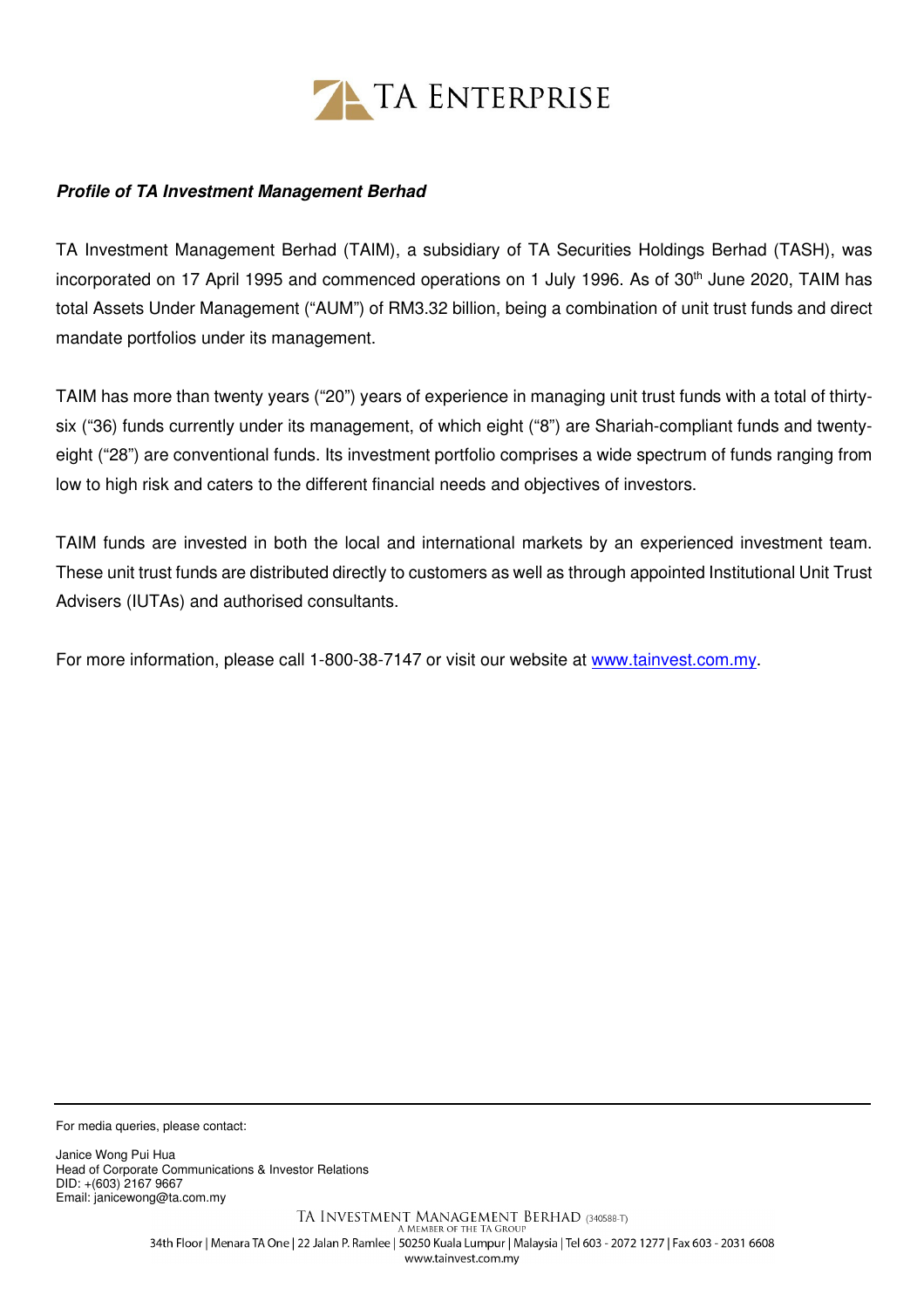***Profile of TA Investment Management Berhad***

TA Investment Management Berhad (TAIM), a subsidiary of TA Securities Holdings Berhad (TASH), was incorporated on 17 April 1995 and commenced operations on 1 July 1996. As of 30th June 2020, TAIM has total Assets Under Management ("AUM") of RM3.32 billion, being a combination of unit trust funds and direct mandate portfolios under its management.

TAIM has more than twenty years ("20") years of experience in managing unit trust funds with a total of thirty-six ("36) funds currently under its management, of which eight ("8") are Shariah-compliant funds and twenty-eight ("28") are conventional funds. Its investment portfolio comprises a wide spectrum of funds ranging from low to high risk and caters to the different financial needs and objectives of investors.

TAIM funds are invested in both the local and international markets by an experienced investment team. These unit trust funds are distributed directly to customers as well as through appointed Institutional Unit Trust Advisers (IUTAs) and authorised consultants.

For more information, please call 1-800-38-7147 or visit our website at www.tainvest.com.my.

---

For media queries, please contact:

Janice Wong Pui Hua
Head of Corporate Communications & Investor Relations
DID: +(603) 2167 9667
Email: janicewong@ta.com.my

TA INVESTMENT MANAGEMENT BERHAD (340588-T)
A MEMBER OF THE TA GROUP
34th Floor | Menara TA One | 22 Jalan P. Ramlee | 50250 Kuala Lumpur | Malaysia | Tel 603 - 2072 1277 | Fax 603 - 2031 6608
www.tainvest.com.my